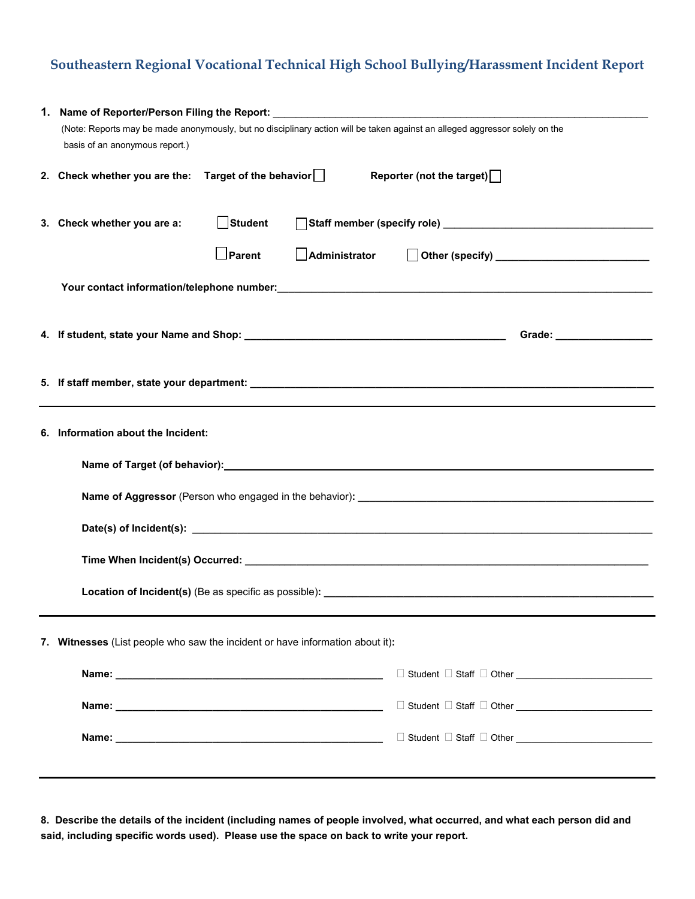## Southeastern Regional Vocational Technical High School Bullying/Harassment Incident Report

1. **Name of Reporter/Person Filing the Report:** ______________________________________________

   (Note: Reports may be made anonymously, but no disciplinary action will be taken against an alleged aggressor solely on the basis of an anonymous report.)

2. **Check whether you are the:** **Target of the behavior** ☐ **Reporter (not the target)** ☐

3. **Check whether you are a:** ☐ **Student** ☐ **Staff member (specify role)** ______________________

   ☐ **Parent** ☐ **Administrator** ☐ **Other (specify)** ______________________

   **Your contact information/telephone number:** ______________________________________________

4. **If student, state your Name and Shop:** ______________________________ **Grade:** ____________

5. **If staff member, state your department:** ______________________________________________

---

6. **Information about the Incident:**

   **Name of Target (of behavior):** ______________________________________________

   **Name of Aggressor** (Person who engaged in the behavior)**:** ______________________________

   **Date(s) of Incident(s):** ______________________________________________

   **Time When Incident(s) Occurred:** ______________________________________________

   **Location of Incident(s)** (Be as specific as possible)**:** ______________________________

---

7. **Witnesses** (List people who saw the incident or have information about it)**:**

   **Name:** ______________________________ ☐ Student ☐ Staff ☐ Other ____________________

   **Name:** ______________________________ ☐ Student ☐ Staff ☐ Other ____________________

   **Name:** ______________________________ ☐ Student ☐ Staff ☐ Other ____________________

---

8. **Describe the details of the incident (including names of people involved, what occurred, and what each person did and said, including specific words used). Please use the space on back to write your report.**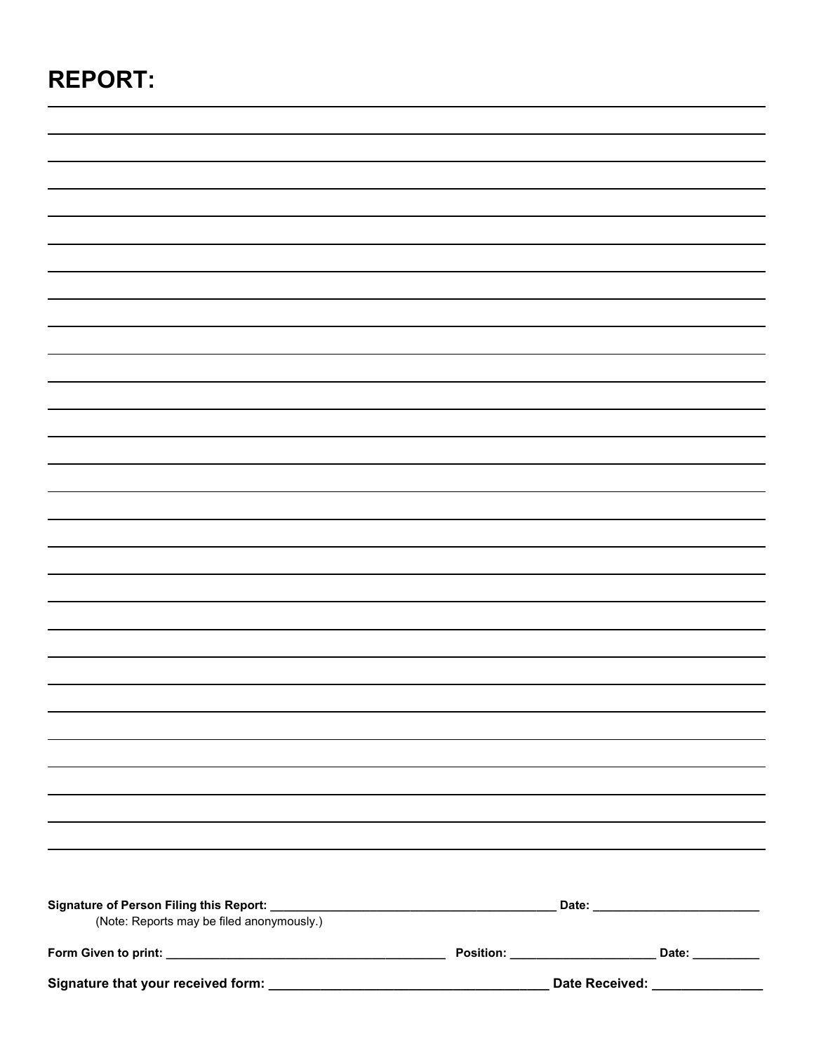# REPORT:

Signature of Person Filing this Report: ___________________________________________ Date: _________________________

(Note: Reports may be filed anonymously.)

Form Given to print: __________________________________________ Position: ______________________ Date: __________

Signature that your received form: ________________________________________ Date Received: ________________